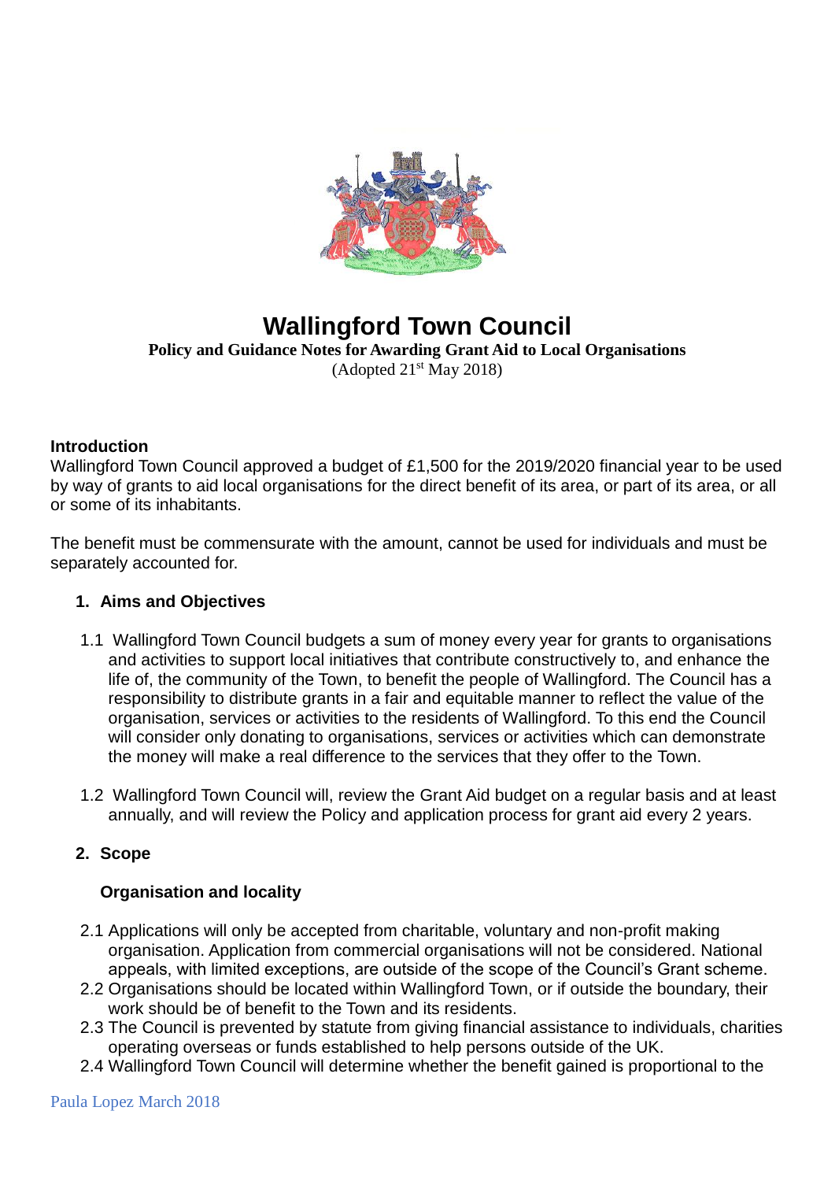# Wallingford Town Council

**Policy and Guidance Notes for Awarding Grant Aid to Local Organisations**

(Adopted 21st May 2018)

**Introduction**

Wallingford Town Council approved a budget of £1,500 for the 2019/2020 financial year to be used by way of grants to aid local organisations for the direct benefit of its area, or part of its area, or all or some of its inhabitants.

The benefit must be commensurate with the amount, cannot be used for individuals and must be separately accounted for.

1. **Aims and Objectives**

1.1 Wallingford Town Council budgets a sum of money every year for grants to organisations and activities to support local initiatives that contribute constructively to, and enhance the life of, the community of the Town, to benefit the people of Wallingford. The Council has a responsibility to distribute grants in a fair and equitable manner to reflect the value of the organisation, services or activities to the residents of Wallingford. To this end the Council will consider only donating to organisations, services or activities which can demonstrate the money will make a real difference to the services that they offer to the Town.

1.2 Wallingford Town Council will, review the Grant Aid budget on a regular basis and at least annually, and will review the Policy and application process for grant aid every 2 years.

2. **Scope**

**Organisation and locality**

2.1 Applications will only be accepted from charitable, voluntary and non-profit making organisation. Application from commercial organisations will not be considered. National appeals, with limited exceptions, are outside of the scope of the Council's Grant scheme.

2.2 Organisations should be located within Wallingford Town, or if outside the boundary, their work should be of benefit to the Town and its residents.

2.3 The Council is prevented by statute from giving financial assistance to individuals, charities operating overseas or funds established to help persons outside of the UK.

2.4 Wallingford Town Council will determine whether the benefit gained is proportional to the

Paula Lopez March 2018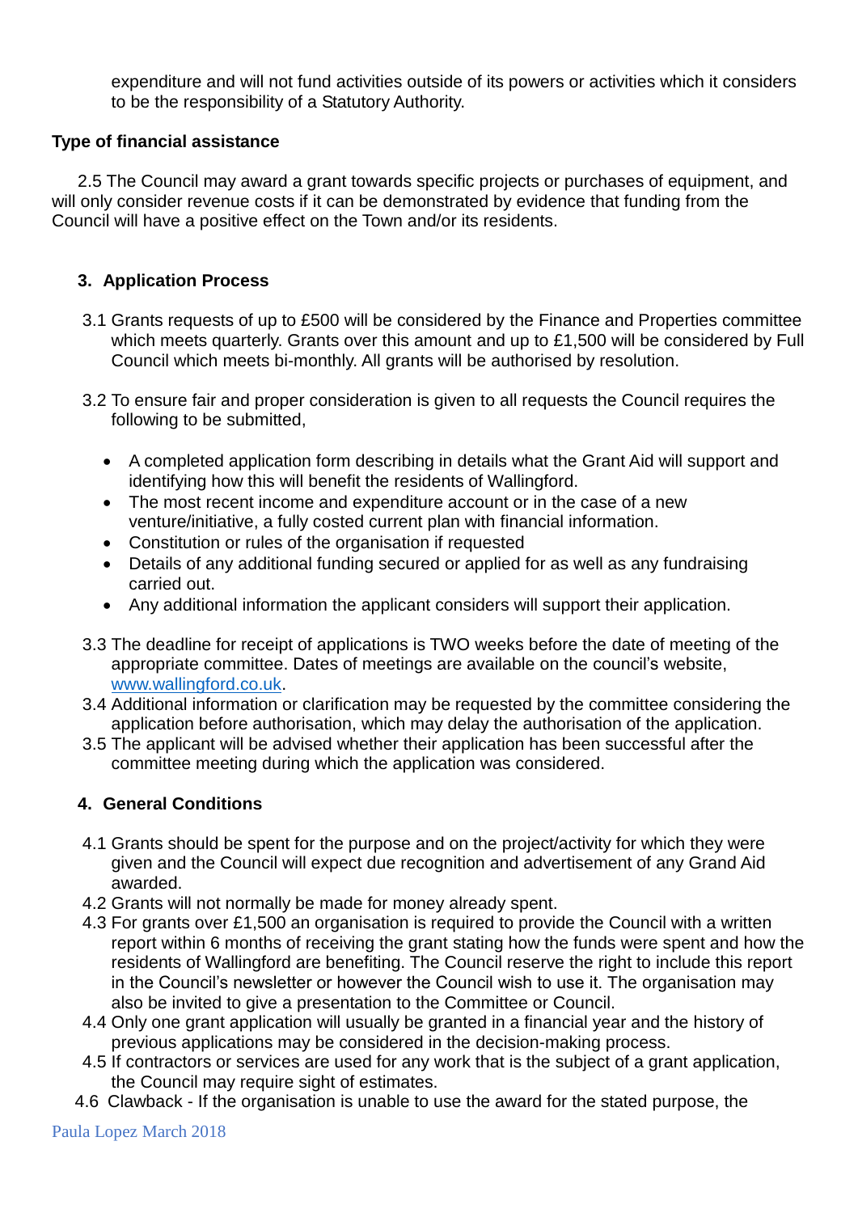expenditure and will not fund activities outside of its powers or activities which it considers to be the responsibility of a Statutory Authority.

**Type of financial assistance**

2.5 The Council may award a grant towards specific projects or purchases of equipment, and will only consider revenue costs if it can be demonstrated by evidence that funding from the Council will have a positive effect on the Town and/or its residents.

## 3. Application Process

3.1 Grants requests of up to £500 will be considered by the Finance and Properties committee which meets quarterly. Grants over this amount and up to £1,500 will be considered by Full Council which meets bi-monthly. All grants will be authorised by resolution.

3.2 To ensure fair and proper consideration is given to all requests the Council requires the following to be submitted,

- A completed application form describing in details what the Grant Aid will support and identifying how this will benefit the residents of Wallingford.
- The most recent income and expenditure account or in the case of a new venture/initiative, a fully costed current plan with financial information.
- Constitution or rules of the organisation if requested
- Details of any additional funding secured or applied for as well as any fundraising carried out.
- Any additional information the applicant considers will support their application.

3.3 The deadline for receipt of applications is TWO weeks before the date of meeting of the appropriate committee. Dates of meetings are available on the council's website, [www.wallingford.co.uk](http://www.wallingford.co.uk).

3.4 Additional information or clarification may be requested by the committee considering the application before authorisation, which may delay the authorisation of the application.

3.5 The applicant will be advised whether their application has been successful after the committee meeting during which the application was considered.

## 4. General Conditions

4.1 Grants should be spent for the purpose and on the project/activity for which they were given and the Council will expect due recognition and advertisement of any Grand Aid awarded.

4.2 Grants will not normally be made for money already spent.

4.3 For grants over £1,500 an organisation is required to provide the Council with a written report within 6 months of receiving the grant stating how the funds were spent and how the residents of Wallingford are benefiting. The Council reserve the right to include this report in the Council's newsletter or however the Council wish to use it. The organisation may also be invited to give a presentation to the Committee or Council.

4.4 Only one grant application will usually be granted in a financial year and the history of previous applications may be considered in the decision-making process.

4.5 If contractors or services are used for any work that is the subject of a grant application, the Council may require sight of estimates.

4.6 Clawback - If the organisation is unable to use the award for the stated purpose, the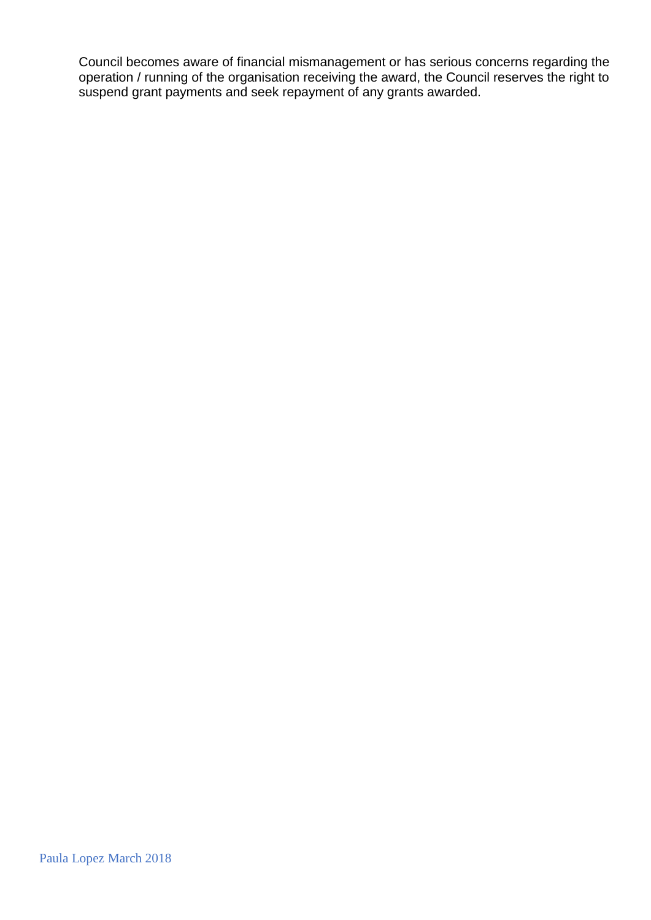Council becomes aware of financial mismanagement or has serious concerns regarding the operation / running of the organisation receiving the award, the Council reserves the right to suspend grant payments and seek repayment of any grants awarded.

Paula Lopez March 2018